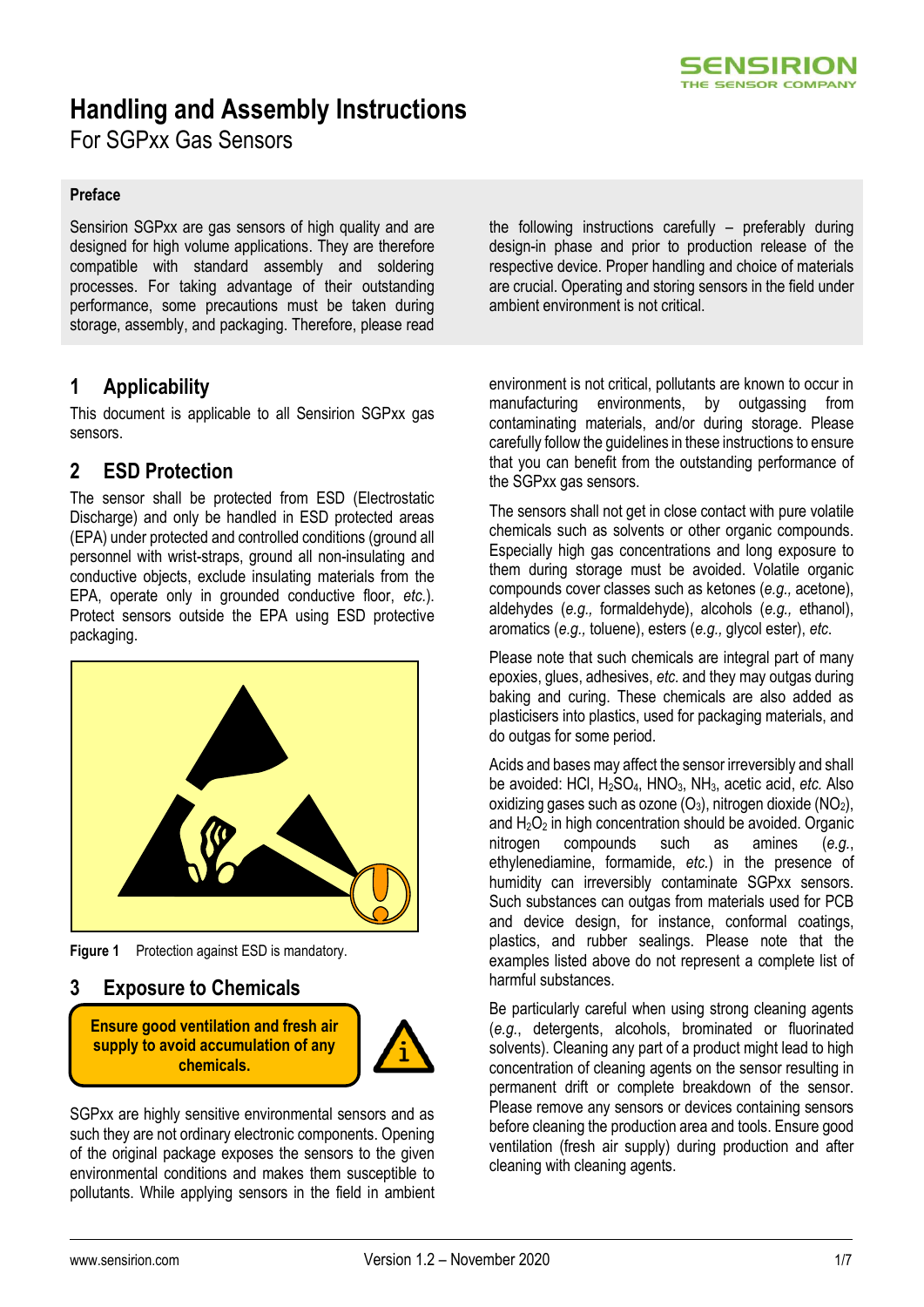# Handling and Assembly Instructions

For SGPxx Gas Sensors

**Preface**

Sensirion SGPxx are gas sensors of high quality and are designed for high volume applications. They are therefore compatible with standard assembly and soldering processes. For taking advantage of their outstanding performance, some precautions must be taken during storage, assembly, and packaging. Therefore, please read the following instructions carefully – preferably during design-in phase and prior to production release of the respective device. Proper handling and choice of materials are crucial. Operating and storing sensors in the field under ambient environment is not critical.

## 1 Applicability

This document is applicable to all Sensirion SGPxx gas sensors.

## 2 ESD Protection

The sensor shall be protected from ESD (Electrostatic Discharge) and only be handled in ESD protected areas (EPA) under protected and controlled conditions (ground all personnel with wrist-straps, ground all non-insulating and conductive objects, exclude insulating materials from the EPA, operate only in grounded conductive floor, *etc.*). Protect sensors outside the EPA using ESD protective packaging.

**Figure 1** Protection against ESD is mandatory.

## 3 Exposure to Chemicals

**Ensure good ventilation and fresh air supply to avoid accumulation of any chemicals.**

SGPxx are highly sensitive environmental sensors and as such they are not ordinary electronic components. Opening of the original package exposes the sensors to the given environmental conditions and makes them susceptible to pollutants. While applying sensors in the field in ambient environment is not critical, pollutants are known to occur in manufacturing environments, by outgassing from contaminating materials, and/or during storage. Please carefully follow the guidelines in these instructions to ensure that you can benefit from the outstanding performance of the SGPxx gas sensors.

The sensors shall not get in close contact with pure volatile chemicals such as solvents or other organic compounds. Especially high gas concentrations and long exposure to them during storage must be avoided. Volatile organic compounds cover classes such as ketones (*e.g.,* acetone), aldehydes (*e.g.,* formaldehyde), alcohols (*e.g.,* ethanol), aromatics (*e.g.,* toluene), esters (*e.g.,* glycol ester), *etc.*

Please note that such chemicals are integral part of many epoxies, glues, adhesives, *etc.* and they may outgas during baking and curing. These chemicals are also added as plasticisers into plastics, used for packaging materials, and do outgas for some period.

Acids and bases may affect the sensor irreversibly and shall be avoided: HCl, $H_2SO_4$, $HNO_3$, $NH_3$, acetic acid, *etc.* Also oxidizing gases such as ozone ($O_3$), nitrogen dioxide ($NO_2$), and $H_2O_2$ in high concentration should be avoided. Organic nitrogen compounds such as amines (*e.g.*, ethylenediamine, formamide, *etc.*) in the presence of humidity can irreversibly contaminate SGPxx sensors. Such substances can outgas from materials used for PCB and device design, for instance, conformal coatings, plastics, and rubber sealings. Please note that the examples listed above do not represent a complete list of harmful substances.

Be particularly careful when using strong cleaning agents (*e.g.*, detergents, alcohols, brominated or fluorinated solvents). Cleaning any part of a product might lead to high concentration of cleaning agents on the sensor resulting in permanent drift or complete breakdown of the sensor. Please remove any sensors or devices containing sensors before cleaning the production area and tools. Ensure good ventilation (fresh air supply) during production and after cleaning with cleaning agents.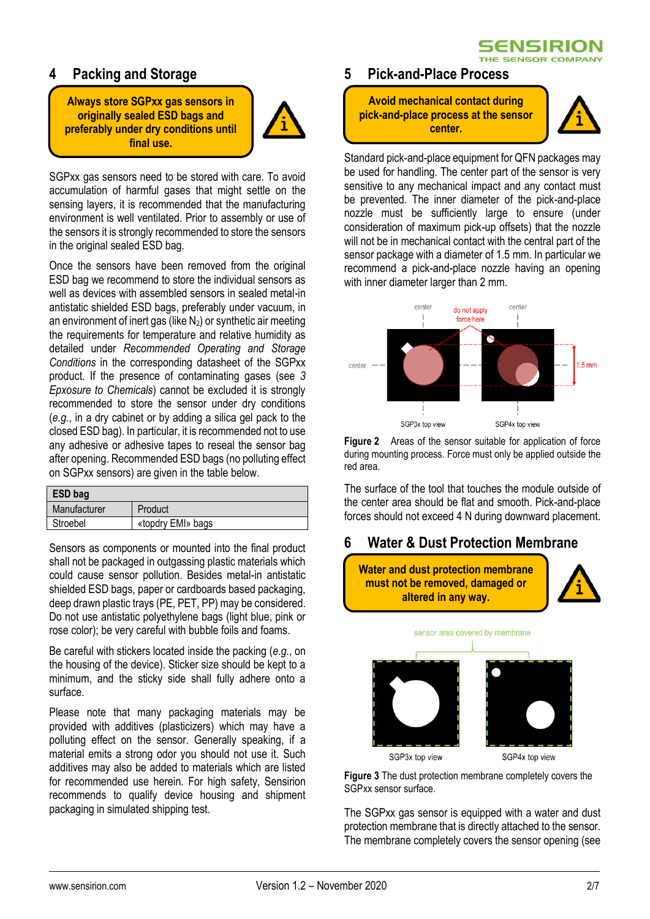## 4 Packing and Storage

**Always store SGPxx gas sensors in originally sealed ESD bags and preferably under dry conditions until final use.**

SGPxx gas sensors need to be stored with care. To avoid accumulation of harmful gases that might settle on the sensing layers, it is recommended that the manufacturing environment is well ventilated. Prior to assembly or use of the sensors it is strongly recommended to store the sensors in the original sealed ESD bag.

Once the sensors have been removed from the original ESD bag we recommend to store the individual sensors as well as devices with assembled sensors in sealed metal-in antistatic shielded ESD bags, preferably under vacuum, in an environment of inert gas (like $N_2$) or synthetic air meeting the requirements for temperature and relative humidity as detailed under *Recommended Operating and Storage Conditions* in the corresponding datasheet of the SGPxx product. If the presence of contaminating gases (see *3 Epxosure to Chemicals*) cannot be excluded it is strongly recommended to store the sensor under dry conditions (*e.g.*, in a dry cabinet or by adding a silica gel pack to the closed ESD bag). In particular, it is recommended not to use any adhesive or adhesive tapes to reseal the sensor bag after opening. Recommended ESD bags (no polluting effect on SGPxx sensors) are given in the table below.

| ESD bag | |
|---|---|
| Manufacturer | Product |
| Stroebel | «topdry EMI» bags |

Sensors as components or mounted into the final product shall not be packaged in outgassing plastic materials which could cause sensor pollution. Besides metal-in antistatic shielded ESD bags, paper or cardboards based packaging, deep drawn plastic trays (PE, PET, PP) may be considered. Do not use antistatic polyethylene bags (light blue, pink or rose color); be very careful with bubble foils and foams.

Be careful with stickers located inside the packing (*e.g.*, on the housing of the device). Sticker size should be kept to a minimum, and the sticky side shall fully adhere onto a surface.

Please note that many packaging materials may be provided with additives (plasticizers) which may have a polluting effect on the sensor. Generally speaking, if a material emits a strong odor you should not use it. Such additives may also be added to materials which are listed for recommended use herein. For high safety, Sensirion recommends to qualify device housing and shipment packaging in simulated shipping test.

## 5 Pick-and-Place Process

**Avoid mechanical contact during pick-and-place process at the sensor center.**

Standard pick-and-place equipment for QFN packages may be used for handling. The center part of the sensor is very sensitive to any mechanical impact and any contact must be prevented. The inner diameter of the pick-and-place nozzle must be sufficiently large to ensure (under consideration of maximum pick-up offsets) that the nozzle will not be in mechanical contact with the central part of the sensor package with a diameter of 1.5 mm. In particular we recommend a pick-and-place nozzle having an opening with inner diameter larger than 2 mm.

**Figure 2** Areas of the sensor suitable for application of force during mounting process. Force must only be applied outside the red area.

The surface of the tool that touches the module outside of the center area should be flat and smooth. Pick-and-place forces should not exceed 4 N during downward placement.

## 6 Water & Dust Protection Membrane

**Water and dust protection membrane must not be removed, damaged or altered in any way.**

**Figure 3** The dust protection membrane completely covers the SGPxx sensor surface.

The SGPxx gas sensor is equipped with a water and dust protection membrane that is directly attached to the sensor. The membrane completely covers the sensor opening (see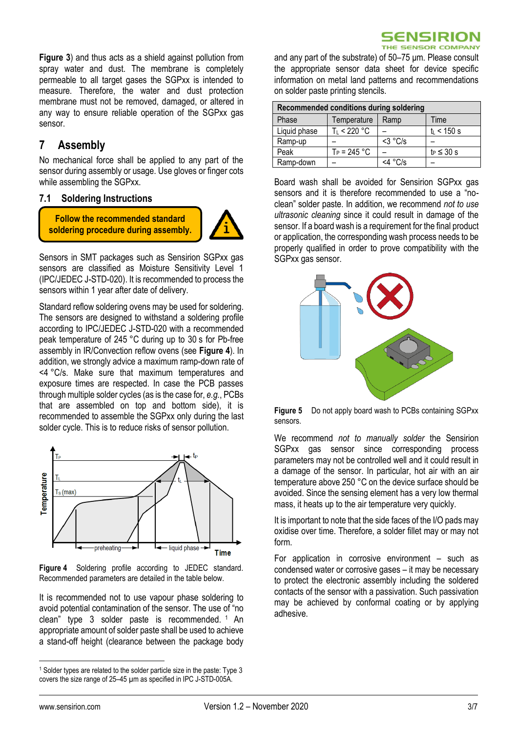**Figure 3**) and thus acts as a shield against pollution from spray water and dust. The membrane is completely permeable to all target gases the SGPxx is intended to measure. Therefore, the water and dust protection membrane must not be removed, damaged, or altered in any way to ensure reliable operation of the SGPxx gas sensor.

## 7 Assembly

No mechanical force shall be applied to any part of the sensor during assembly or usage. Use gloves or finger cots while assembling the SGPxx.

### 7.1 Soldering Instructions

**Follow the recommended standard soldering procedure during assembly.**

Sensors in SMT packages such as Sensirion SGPxx gas sensors are classified as Moisture Sensitivity Level 1 (IPC/JEDEC J-STD-020). It is recommended to process the sensors within 1 year after date of delivery.

Standard reflow soldering ovens may be used for soldering. The sensors are designed to withstand a soldering profile according to IPC/JEDEC J-STD-020 with a recommended peak temperature of 245 °C during up to 30 s for Pb-free assembly in IR/Convection reflow ovens (see **Figure 4**). In addition, we strongly advice a maximum ramp-down rate of <4 °C/s. Make sure that maximum temperatures and exposure times are respected. In case the PCB passes through multiple solder cycles (as is the case for, *e.g.*, PCBs that are assembled on top and bottom side), it is recommended to assemble the SGPxx only during the last solder cycle. This is to reduce risks of sensor pollution.

**Figure 4** Soldering profile according to JEDEC standard. Recommended parameters are detailed in the table below.

It is recommended not to use vapour phase soldering to avoid potential contamination of the sensor. The use of "no clean" type 3 solder paste is recommended.[1] An appropriate amount of solder paste shall be used to achieve a stand-off height (clearance between the package body and any part of the substrate) of 50–75 µm. Please consult the appropriate sensor data sheet for device specific information on metal land patterns and recommendations on solder paste printing stencils.

| Recommended conditions during soldering | | | |
|---|---|---|---|
| Phase | Temperature | Ramp | Time |
| Liquid phase | $T_L$ < 220 °C | – | $t_L$ < 150 s |
| Ramp-up | – | <3 °C/s | – |
| Peak | $T_P$ = 245 °C | – | $t_P$ ≤ 30 s |
| Ramp-down | – | <4 °C/s | – |

Board wash shall be avoided for Sensirion SGPxx gas sensors and it is therefore recommended to use a "no-clean" solder paste. In addition, we recommend *not to use ultrasonic cleaning* since it could result in damage of the sensor. If a board wash is a requirement for the final product or application, the corresponding wash process needs to be properly qualified in order to prove compatibility with the SGPxx gas sensor.

**Figure 5** Do not apply board wash to PCBs containing SGPxx sensors.

We recommend *not to manually solder* the Sensirion SGPxx gas sensor since corresponding process parameters may not be controlled well and it could result in a damage of the sensor. In particular, hot air with an air temperature above 250 °C on the device surface should be avoided. Since the sensing element has a very low thermal mass, it heats up to the air temperature very quickly.

It is important to note that the side faces of the I/O pads may oxidise over time. Therefore, a solder fillet may or may not form.

For application in corrosive environment – such as condensed water or corrosive gases – it may be necessary to protect the electronic assembly including the soldered contacts of the sensor with a passivation. Such passivation may be achieved by conformal coating or by applying adhesive.

[1] Solder types are related to the solder particle size in the paste: Type 3 covers the size range of 25–45 µm as specified in IPC J-STD-005A.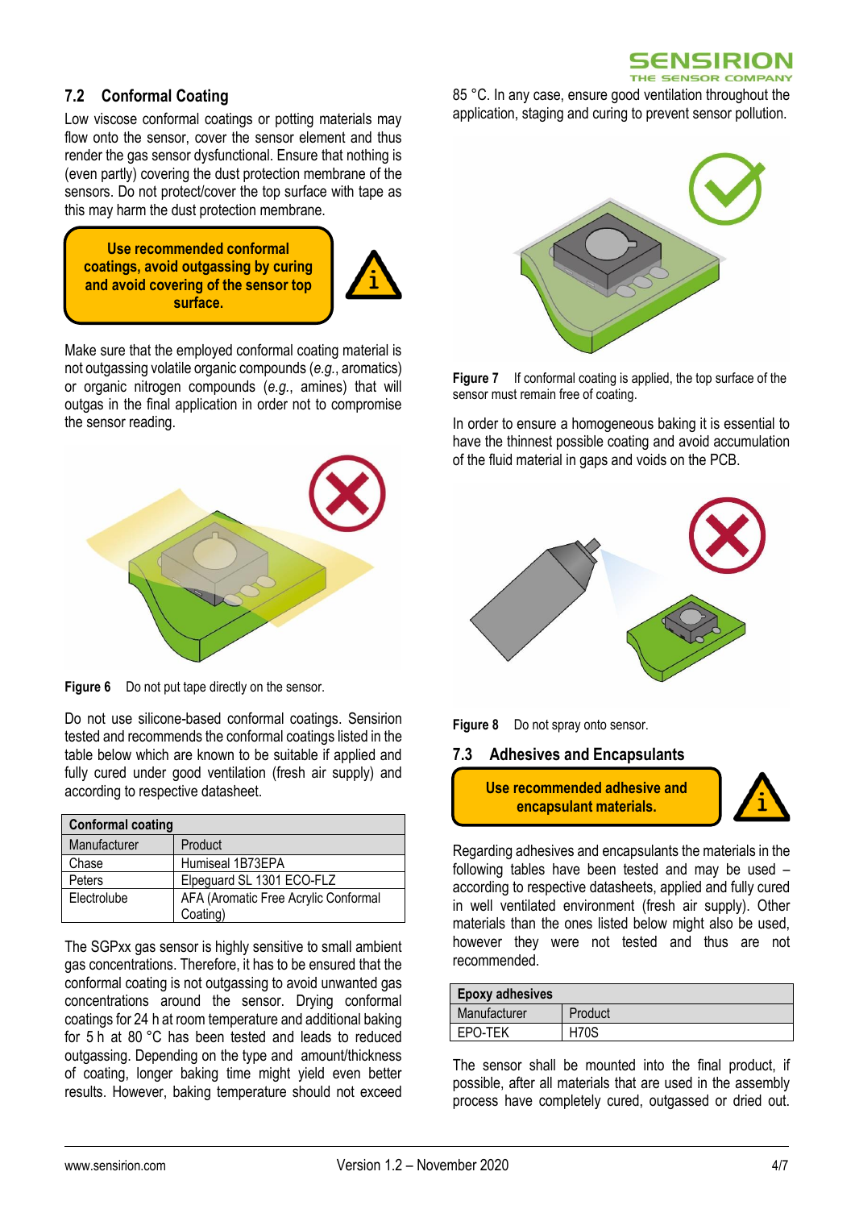## 7.2 Conformal Coating

Low viscose conformal coatings or potting materials may flow onto the sensor, cover the sensor element and thus render the gas sensor dysfunctional. Ensure that nothing is (even partly) covering the dust protection membrane of the sensors. Do not protect/cover the top surface with tape as this may harm the dust protection membrane.

**Use recommended conformal coatings, avoid outgassing by curing and avoid covering of the sensor top surface.**

Make sure that the employed conformal coating material is not outgassing volatile organic compounds (*e.g.*, aromatics) or organic nitrogen compounds (*e.g.*, amines) that will outgas in the final application in order not to compromise the sensor reading.

**Figure 6** Do not put tape directly on the sensor.

Do not use silicone-based conformal coatings. Sensirion tested and recommends the conformal coatings listed in the table below which are known to be suitable if applied and fully cured under good ventilation (fresh air supply) and according to respective datasheet.

| **Conformal coating** | |
|---|---|
| Manufacturer | Product |
| Chase | Humiseal 1B73EPA |
| Peters | Elpeguard SL 1301 ECO-FLZ |
| Electrolube | AFA (Aromatic Free Acrylic Conformal Coating) |

The SGPxx gas sensor is highly sensitive to small ambient gas concentrations. Therefore, it has to be ensured that the conformal coating is not outgassing to avoid unwanted gas concentrations around the sensor. Drying conformal coatings for 24 h at room temperature and additional baking for 5 h at 80 °C has been tested and leads to reduced outgassing. Depending on the type and amount/thickness of coating, longer baking time might yield even better results. However, baking temperature should not exceed 85 °C. In any case, ensure good ventilation throughout the application, staging and curing to prevent sensor pollution.

**Figure 7** If conformal coating is applied, the top surface of the sensor must remain free of coating.

In order to ensure a homogeneous baking it is essential to have the thinnest possible coating and avoid accumulation of the fluid material in gaps and voids on the PCB.

**Figure 8** Do not spray onto sensor.

## 7.3 Adhesives and Encapsulants

**Use recommended adhesive and encapsulant materials.**

Regarding adhesives and encapsulants the materials in the following tables have been tested and may be used – according to respective datasheets, applied and fully cured in well ventilated environment (fresh air supply). Other materials than the ones listed below might also be used, however they were not tested and thus are not recommended.

| **Epoxy adhesives** | |
|---|---|
| Manufacturer | Product |
| EPO-TEK | H70S |

The sensor shall be mounted into the final product, if possible, after all materials that are used in the assembly process have completely cured, outgassed or dried out.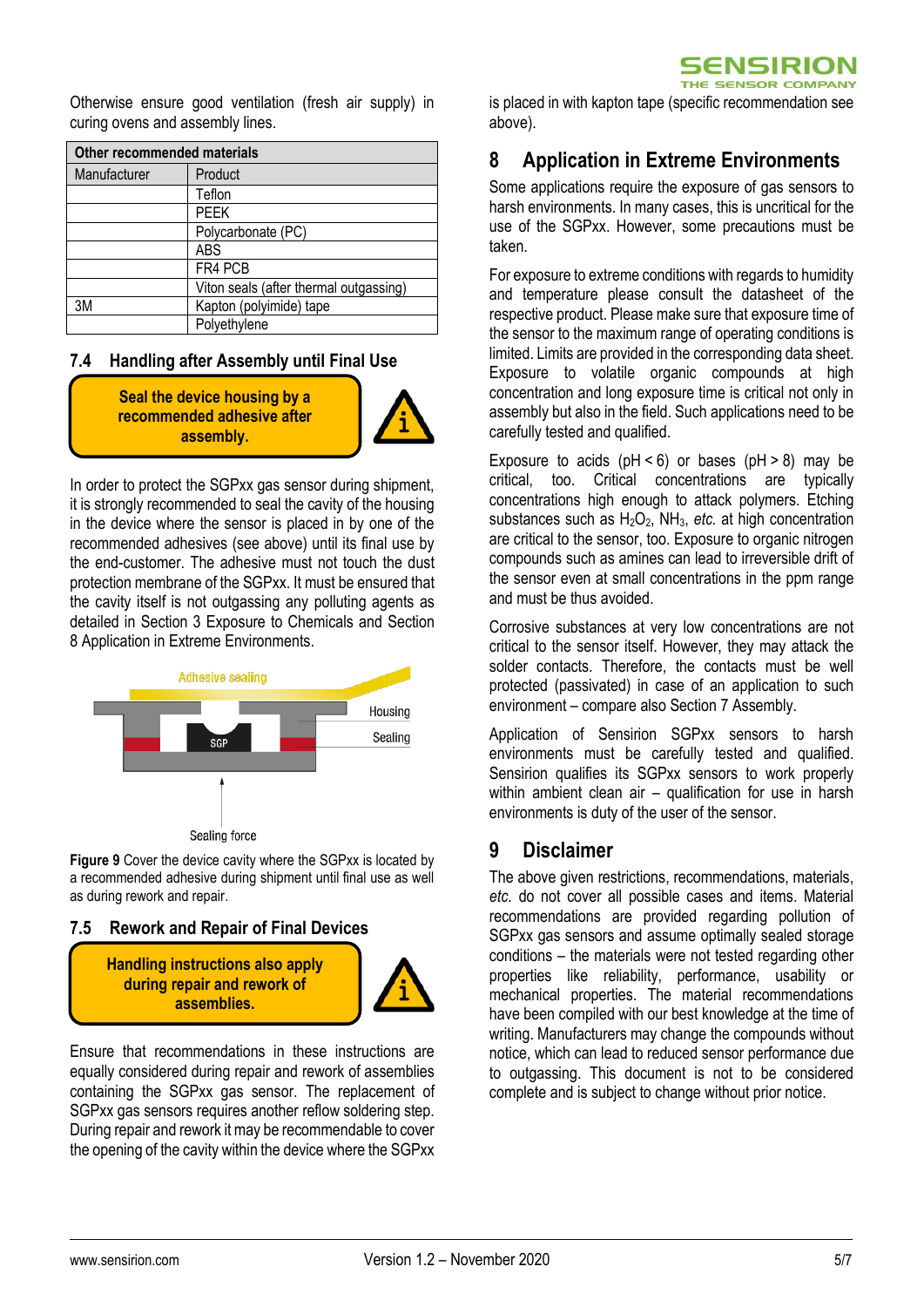Otherwise ensure good ventilation (fresh air supply) in curing ovens and assembly lines.

| Other recommended materials | |
|---|---|
| Manufacturer | Product |
| | Teflon |
| | PEEK |
| | Polycarbonate (PC) |
| | ABS |
| | FR4 PCB |
| | Viton seals (after thermal outgassing) |
| 3M | Kapton (polyimide) tape |
| | Polyethylene |

### 7.4 Handling after Assembly until Final Use

**Seal the device housing by a recommended adhesive after assembly.**

In order to protect the SGPxx gas sensor during shipment, it is strongly recommended to seal the cavity of the housing in the device where the sensor is placed in by one of the recommended adhesives (see above) until its final use by the end-customer. The adhesive must not touch the dust protection membrane of the SGPxx. It must be ensured that the cavity itself is not outgassing any polluting agents as detailed in Section 3 Exposure to Chemicals and Section 8 Application in Extreme Environments.

Adhesive sealing

Housing

Sealing

SGP

Sealing force

**Figure 9** Cover the device cavity where the SGPxx is located by a recommended adhesive during shipment until final use as well as during rework and repair.

### 7.5 Rework and Repair of Final Devices

**Handling instructions also apply during repair and rework of assemblies.**

Ensure that recommendations in these instructions are equally considered during repair and rework of assemblies containing the SGPxx gas sensor. The replacement of SGPxx gas sensors requires another reflow soldering step. During repair and rework it may be recommendable to cover the opening of the cavity within the device where the SGPxx is placed in with kapton tape (specific recommendation see above).

## 8 Application in Extreme Environments

Some applications require the exposure of gas sensors to harsh environments. In many cases, this is uncritical for the use of the SGPxx. However, some precautions must be taken.

For exposure to extreme conditions with regards to humidity and temperature please consult the datasheet of the respective product. Please make sure that exposure time of the sensor to the maximum range of operating conditions is limited. Limits are provided in the corresponding data sheet. Exposure to volatile organic compounds at high concentration and long exposure time is critical not only in assembly but also in the field. Such applications need to be carefully tested and qualified.

Exposure to acids (pH < 6) or bases (pH > 8) may be critical, too. Critical concentrations are typically concentrations high enough to attack polymers. Etching substances such as $H_2O_2$, $NH_3$, *etc.* at high concentration are critical to the sensor, too. Exposure to organic nitrogen compounds such as amines can lead to irreversible drift of the sensor even at small concentrations in the ppm range and must be thus avoided.

Corrosive substances at very low concentrations are not critical to the sensor itself. However, they may attack the solder contacts. Therefore, the contacts must be well protected (passivated) in case of an application to such environment – compare also Section 7 Assembly.

Application of Sensirion SGPxx sensors to harsh environments must be carefully tested and qualified. Sensirion qualifies its SGPxx sensors to work properly within ambient clean air – qualification for use in harsh environments is duty of the user of the sensor.

## 9 Disclaimer

The above given restrictions, recommendations, materials, *etc.* do not cover all possible cases and items. Material recommendations are provided regarding pollution of SGPxx gas sensors and assume optimally sealed storage conditions – the materials were not tested regarding other properties like reliability, performance, usability or mechanical properties. The material recommendations have been compiled with our best knowledge at the time of writing. Manufacturers may change the compounds without notice, which can lead to reduced sensor performance due to outgassing. This document is not to be considered complete and is subject to change without prior notice.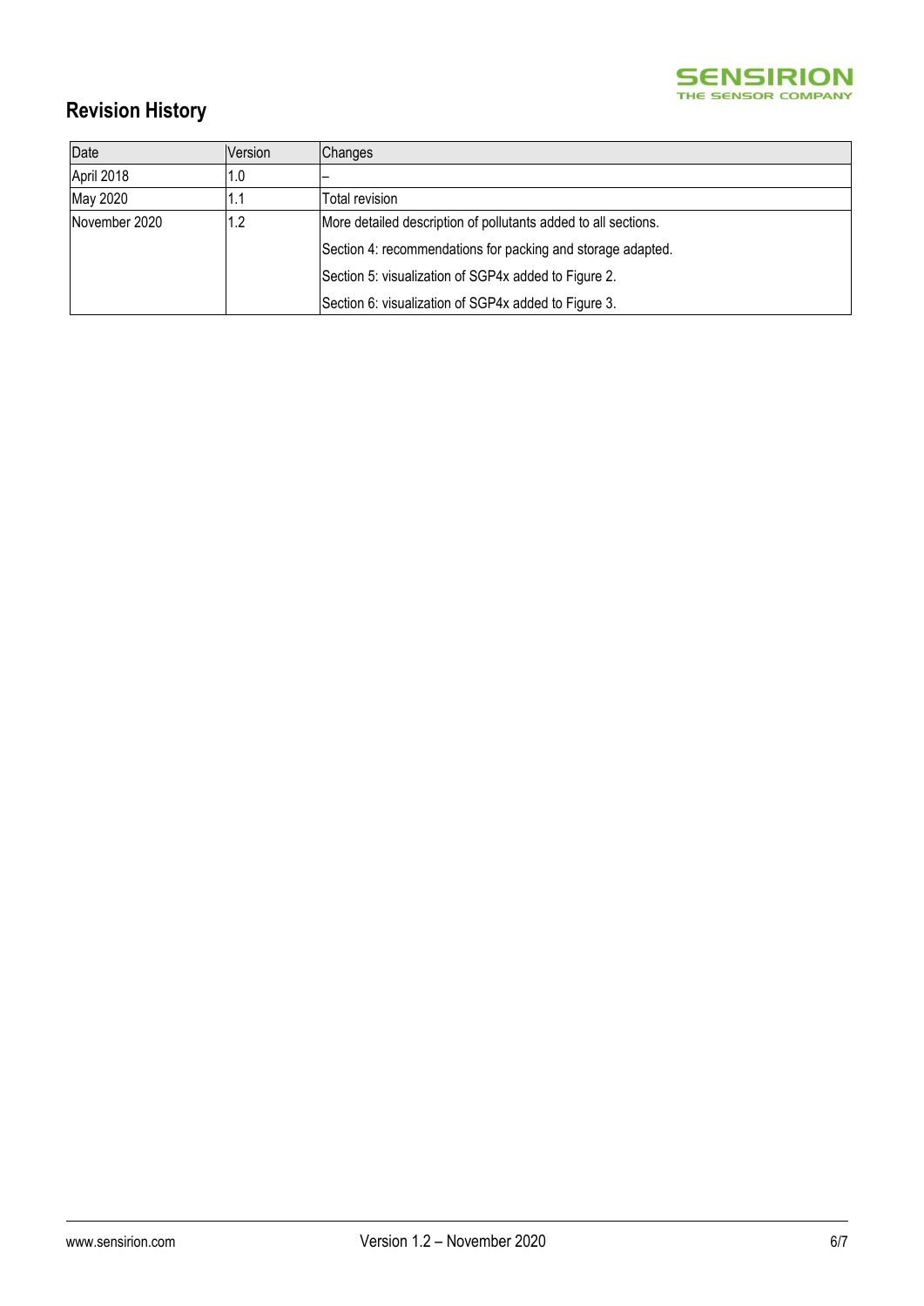## Revision History

| Date | Version | Changes |
|---|---|---|
| April 2018 | 1.0 | – |
| May 2020 | 1.1 | Total revision |
| November 2020 | 1.2 | More detailed description of pollutants added to all sections.<br>Section 4: recommendations for packing and storage adapted.<br>Section 5: visualization of SGP4x added to Figure 2.<br>Section 6: visualization of SGP4x added to Figure 3. |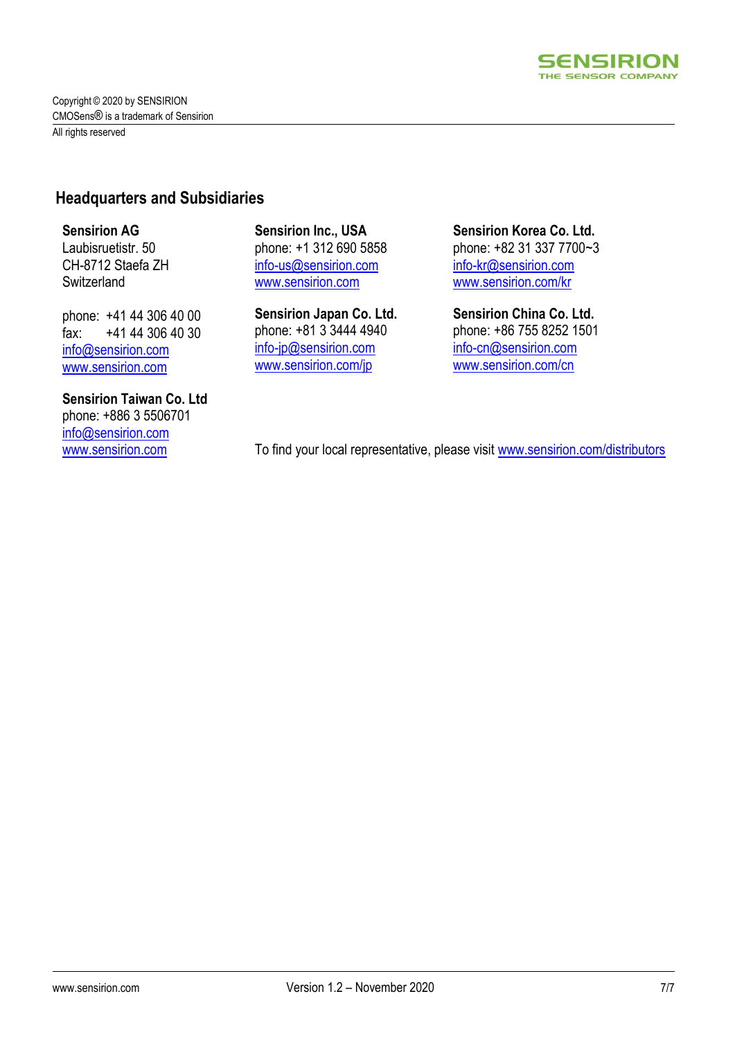Copyright © 2020 by SENSIRION
CMOSens® is a trademark of Sensirion
All rights reserved

## Headquarters and Subsidiaries

**Sensirion AG**
Laubisruetistr. 50
CH-8712 Staefa ZH
Switzerland

phone: +41 44 306 40 00
fax: +41 44 306 40 30
info@sensirion.com
www.sensirion.com

**Sensirion Taiwan Co. Ltd**
phone: +886 3 5506701
info@sensirion.com
www.sensirion.com

**Sensirion Inc., USA**
phone: +1 312 690 5858
info-us@sensirion.com
www.sensirion.com

**Sensirion Japan Co. Ltd.**
phone: +81 3 3444 4940
info-jp@sensirion.com
www.sensirion.com/jp

**Sensirion Korea Co. Ltd.**
phone: +82 31 337 7700~3
info-kr@sensirion.com
www.sensirion.com/kr

**Sensirion China Co. Ltd.**
phone: +86 755 8252 1501
info-cn@sensirion.com
www.sensirion.com/cn

To find your local representative, please visit www.sensirion.com/distributors